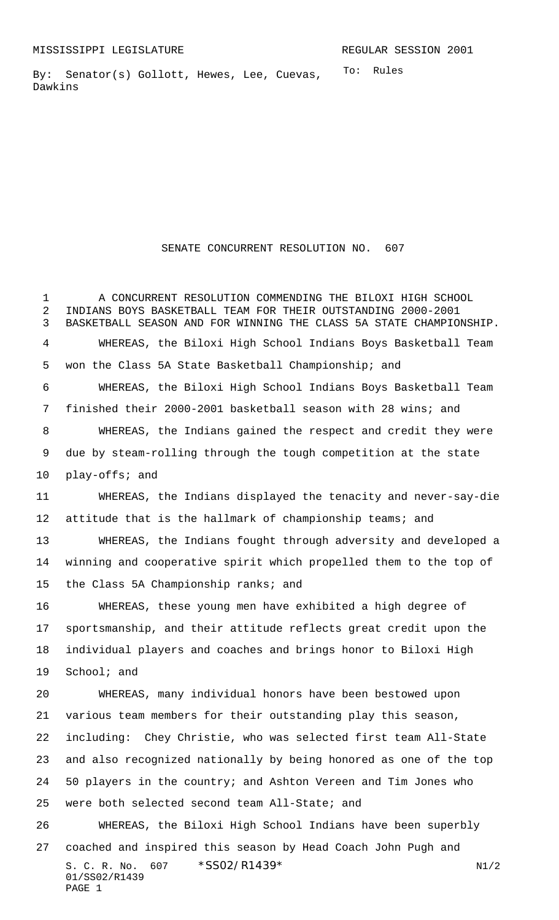MISSISSIPPI LEGISLATURE REGULAR SESSION 2001

By: Senator(s) Gollott, Hewes, Lee, Cuevas, Dawkins

To: Rules

# SENATE CONCURRENT RESOLUTION NO. 607

A CONCURRENT RESOLUTION COMMENDING THE BILOXI HIGH SCHOOL INDIANS BOYS BASKETBALL TEAM FOR THEIR OUTSTANDING 2000-2001 BASKETBALL SEASON AND FOR WINNING THE CLASS 5A STATE CHAMPIONSHIP.

WHEREAS, the Biloxi High School Indians Boys Basketball Team won the Class 5A State Basketball Championship; and

WHEREAS, the Biloxi High School Indians Boys Basketball Team finished their 2000-2001 basketball season with 28 wins; and

WHEREAS, the Indians gained the respect and credit they were due by steam-rolling through the tough competition at the state play-offs; and

WHEREAS, the Indians displayed the tenacity and never-say-die attitude that is the hallmark of championship teams; and

WHEREAS, the Indians fought through adversity and developed a winning and cooperative spirit which propelled them to the top of the Class 5A Championship ranks; and

WHEREAS, these young men have exhibited a high degree of sportsmanship, and their attitude reflects great credit upon the individual players and coaches and brings honor to Biloxi High School; and

WHEREAS, many individual honors have been bestowed upon various team members for their outstanding play this season, including: Chey Christie, who was selected first team All-State and also recognized nationally by being honored as one of the top 50 players in the country; and Ashton Vereen and Tim Jones who were both selected second team All-State; and

WHEREAS, the Biloxi High School Indians have been superbly coached and inspired this season by Head Coach John Pugh and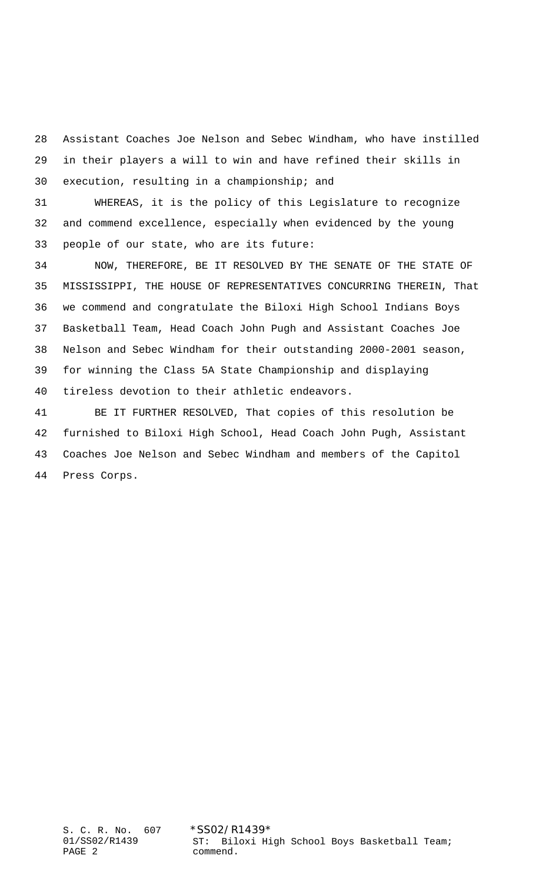Assistant Coaches Joe Nelson and Sebec Windham, who have instilled in their players a will to win and have refined their skills in execution, resulting in a championship; and

WHEREAS, it is the policy of this Legislature to recognize and commend excellence, especially when evidenced by the young people of our state, who are its future:

NOW, THEREFORE, BE IT RESOLVED BY THE SENATE OF THE STATE OF MISSISSIPPI, THE HOUSE OF REPRESENTATIVES CONCURRING THEREIN, That we commend and congratulate the Biloxi High School Indians Boys Basketball Team, Head Coach John Pugh and Assistant Coaches Joe Nelson and Sebec Windham for their outstanding 2000-2001 season, for winning the Class 5A State Championship and displaying tireless devotion to their athletic endeavors.

BE IT FURTHER RESOLVED, That copies of this resolution be furnished to Biloxi High School, Head Coach John Pugh, Assistant Coaches Joe Nelson and Sebec Windham and members of the Capitol Press Corps.